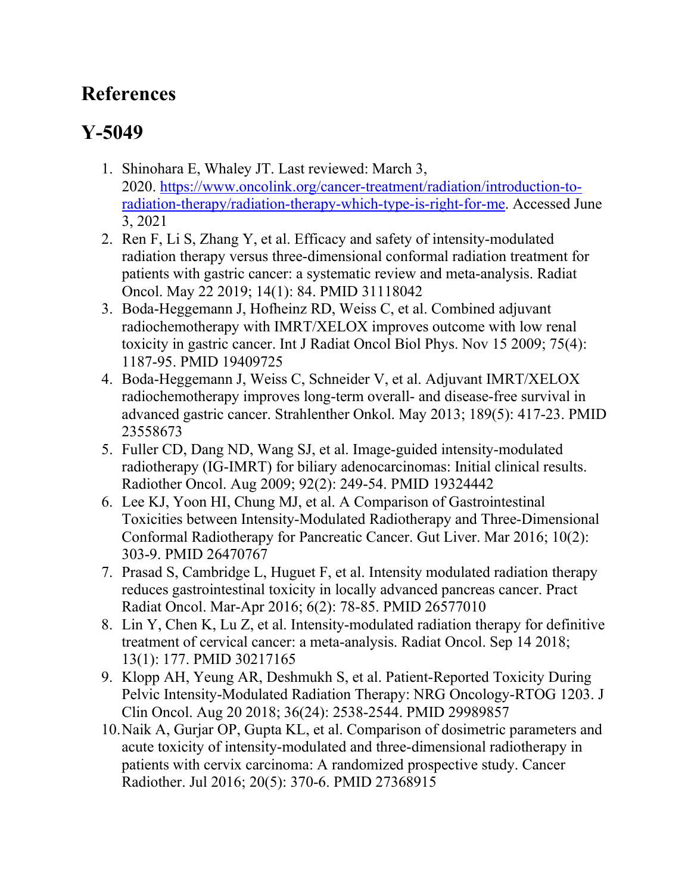# References

## Y-5049

1. Shinohara E, Whaley JT. Last reviewed: March 3, 2020. [https://www.oncolink.org/cancer-treatment/radiation/introduction-to-radiation-therapy/radiation-therapy-which-type-is-right-for-me](https://www.oncolink.org/cancer-treatment/radiation/introduction-to-radiation-therapy/radiation-therapy-which-type-is-right-for-me). Accessed June 3, 2021
2. Ren F, Li S, Zhang Y, et al. Efficacy and safety of intensity-modulated radiation therapy versus three-dimensional conformal radiation treatment for patients with gastric cancer: a systematic review and meta-analysis. Radiat Oncol. May 22 2019; 14(1): 84. PMID 31118042
3. Boda-Heggemann J, Hofheinz RD, Weiss C, et al. Combined adjuvant radiochemotherapy with IMRT/XELOX improves outcome with low renal toxicity in gastric cancer. Int J Radiat Oncol Biol Phys. Nov 15 2009; 75(4): 1187-95. PMID 19409725
4. Boda-Heggemann J, Weiss C, Schneider V, et al. Adjuvant IMRT/XELOX radiochemotherapy improves long-term overall- and disease-free survival in advanced gastric cancer. Strahlenther Onkol. May 2013; 189(5): 417-23. PMID 23558673
5. Fuller CD, Dang ND, Wang SJ, et al. Image-guided intensity-modulated radiotherapy (IG-IMRT) for biliary adenocarcinomas: Initial clinical results. Radiother Oncol. Aug 2009; 92(2): 249-54. PMID 19324442
6. Lee KJ, Yoon HI, Chung MJ, et al. A Comparison of Gastrointestinal Toxicities between Intensity-Modulated Radiotherapy and Three-Dimensional Conformal Radiotherapy for Pancreatic Cancer. Gut Liver. Mar 2016; 10(2): 303-9. PMID 26470767
7. Prasad S, Cambridge L, Huguet F, et al. Intensity modulated radiation therapy reduces gastrointestinal toxicity in locally advanced pancreas cancer. Pract Radiat Oncol. Mar-Apr 2016; 6(2): 78-85. PMID 26577010
8. Lin Y, Chen K, Lu Z, et al. Intensity-modulated radiation therapy for definitive treatment of cervical cancer: a meta-analysis. Radiat Oncol. Sep 14 2018; 13(1): 177. PMID 30217165
9. Klopp AH, Yeung AR, Deshmukh S, et al. Patient-Reported Toxicity During Pelvic Intensity-Modulated Radiation Therapy: NRG Oncology-RTOG 1203. J Clin Oncol. Aug 20 2018; 36(24): 2538-2544. PMID 29989857
10. Naik A, Gurjar OP, Gupta KL, et al. Comparison of dosimetric parameters and acute toxicity of intensity-modulated and three-dimensional radiotherapy in patients with cervix carcinoma: A randomized prospective study. Cancer Radiother. Jul 2016; 20(5): 370-6. PMID 27368915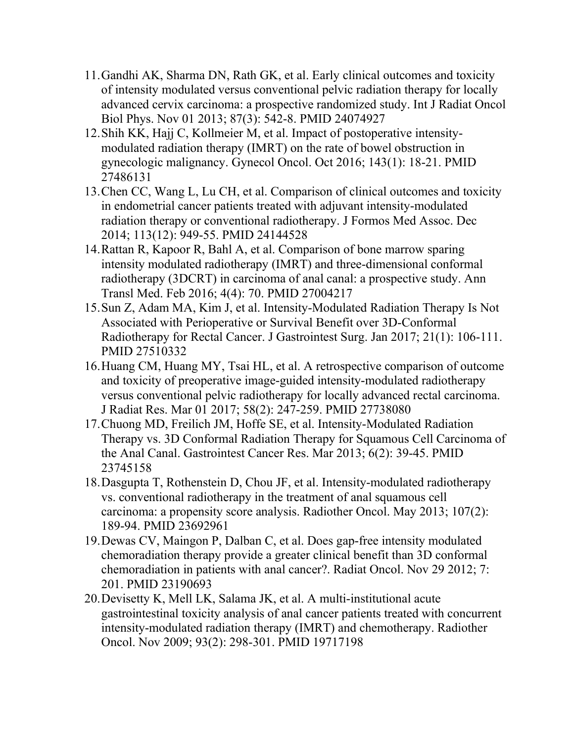11. Gandhi AK, Sharma DN, Rath GK, et al. Early clinical outcomes and toxicity of intensity modulated versus conventional pelvic radiation therapy for locally advanced cervix carcinoma: a prospective randomized study. Int J Radiat Oncol Biol Phys. Nov 01 2013; 87(3): 542-8. PMID 24074927
12. Shih KK, Hajj C, Kollmeier M, et al. Impact of postoperative intensity-modulated radiation therapy (IMRT) on the rate of bowel obstruction in gynecologic malignancy. Gynecol Oncol. Oct 2016; 143(1): 18-21. PMID 27486131
13. Chen CC, Wang L, Lu CH, et al. Comparison of clinical outcomes and toxicity in endometrial cancer patients treated with adjuvant intensity-modulated radiation therapy or conventional radiotherapy. J Formos Med Assoc. Dec 2014; 113(12): 949-55. PMID 24144528
14. Rattan R, Kapoor R, Bahl A, et al. Comparison of bone marrow sparing intensity modulated radiotherapy (IMRT) and three-dimensional conformal radiotherapy (3DCRT) in carcinoma of anal canal: a prospective study. Ann Transl Med. Feb 2016; 4(4): 70. PMID 27004217
15. Sun Z, Adam MA, Kim J, et al. Intensity-Modulated Radiation Therapy Is Not Associated with Perioperative or Survival Benefit over 3D-Conformal Radiotherapy for Rectal Cancer. J Gastrointest Surg. Jan 2017; 21(1): 106-111. PMID 27510332
16. Huang CM, Huang MY, Tsai HL, et al. A retrospective comparison of outcome and toxicity of preoperative image-guided intensity-modulated radiotherapy versus conventional pelvic radiotherapy for locally advanced rectal carcinoma. J Radiat Res. Mar 01 2017; 58(2): 247-259. PMID 27738080
17. Chuong MD, Freilich JM, Hoffe SE, et al. Intensity-Modulated Radiation Therapy vs. 3D Conformal Radiation Therapy for Squamous Cell Carcinoma of the Anal Canal. Gastrointest Cancer Res. Mar 2013; 6(2): 39-45. PMID 23745158
18. Dasgupta T, Rothenstein D, Chou JF, et al. Intensity-modulated radiotherapy vs. conventional radiotherapy in the treatment of anal squamous cell carcinoma: a propensity score analysis. Radiother Oncol. May 2013; 107(2): 189-94. PMID 23692961
19. Dewas CV, Maingon P, Dalban C, et al. Does gap-free intensity modulated chemoradiation therapy provide a greater clinical benefit than 3D conformal chemoradiation in patients with anal cancer?. Radiat Oncol. Nov 29 2012; 7: 201. PMID 23190693
20. Devisetty K, Mell LK, Salama JK, et al. A multi-institutional acute gastrointestinal toxicity analysis of anal cancer patients treated with concurrent intensity-modulated radiation therapy (IMRT) and chemotherapy. Radiother Oncol. Nov 2009; 93(2): 298-301. PMID 19717198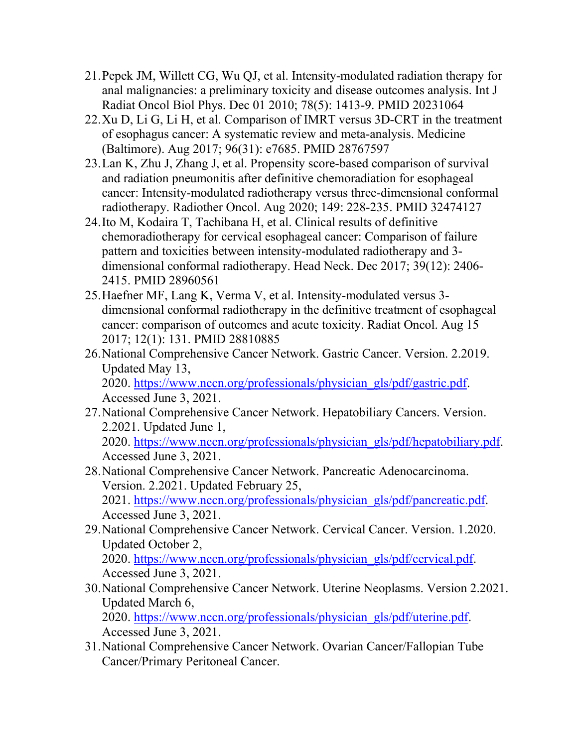21. Pepek JM, Willett CG, Wu QJ, et al. Intensity-modulated radiation therapy for anal malignancies: a preliminary toxicity and disease outcomes analysis. Int J Radiat Oncol Biol Phys. Dec 01 2010; 78(5): 1413-9. PMID 20231064
22. Xu D, Li G, Li H, et al. Comparison of IMRT versus 3D-CRT in the treatment of esophagus cancer: A systematic review and meta-analysis. Medicine (Baltimore). Aug 2017; 96(31): e7685. PMID 28767597
23. Lan K, Zhu J, Zhang J, et al. Propensity score-based comparison of survival and radiation pneumonitis after definitive chemoradiation for esophageal cancer: Intensity-modulated radiotherapy versus three-dimensional conformal radiotherapy. Radiother Oncol. Aug 2020; 149: 228-235. PMID 32474127
24. Ito M, Kodaira T, Tachibana H, et al. Clinical results of definitive chemoradiotherapy for cervical esophageal cancer: Comparison of failure pattern and toxicities between intensity-modulated radiotherapy and 3-dimensional conformal radiotherapy. Head Neck. Dec 2017; 39(12): 2406-2415. PMID 28960561
25. Haefner MF, Lang K, Verma V, et al. Intensity-modulated versus 3-dimensional conformal radiotherapy in the definitive treatment of esophageal cancer: comparison of outcomes and acute toxicity. Radiat Oncol. Aug 15 2017; 12(1): 131. PMID 28810885
26. National Comprehensive Cancer Network. Gastric Cancer. Version. 2.2019. Updated May 13, 2020. https://www.nccn.org/professionals/physician_gls/pdf/gastric.pdf. Accessed June 3, 2021.
27. National Comprehensive Cancer Network. Hepatobiliary Cancers. Version. 2.2021. Updated June 1, 2020. https://www.nccn.org/professionals/physician_gls/pdf/hepatobiliary.pdf. Accessed June 3, 2021.
28. National Comprehensive Cancer Network. Pancreatic Adenocarcinoma. Version. 2.2021. Updated February 25, 2021. https://www.nccn.org/professionals/physician_gls/pdf/pancreatic.pdf. Accessed June 3, 2021.
29. National Comprehensive Cancer Network. Cervical Cancer. Version. 1.2020. Updated October 2, 2020. https://www.nccn.org/professionals/physician_gls/pdf/cervical.pdf. Accessed June 3, 2021.
30. National Comprehensive Cancer Network. Uterine Neoplasms. Version 2.2021. Updated March 6, 2020. https://www.nccn.org/professionals/physician_gls/pdf/uterine.pdf. Accessed June 3, 2021.
31. National Comprehensive Cancer Network. Ovarian Cancer/Fallopian Tube Cancer/Primary Peritoneal Cancer.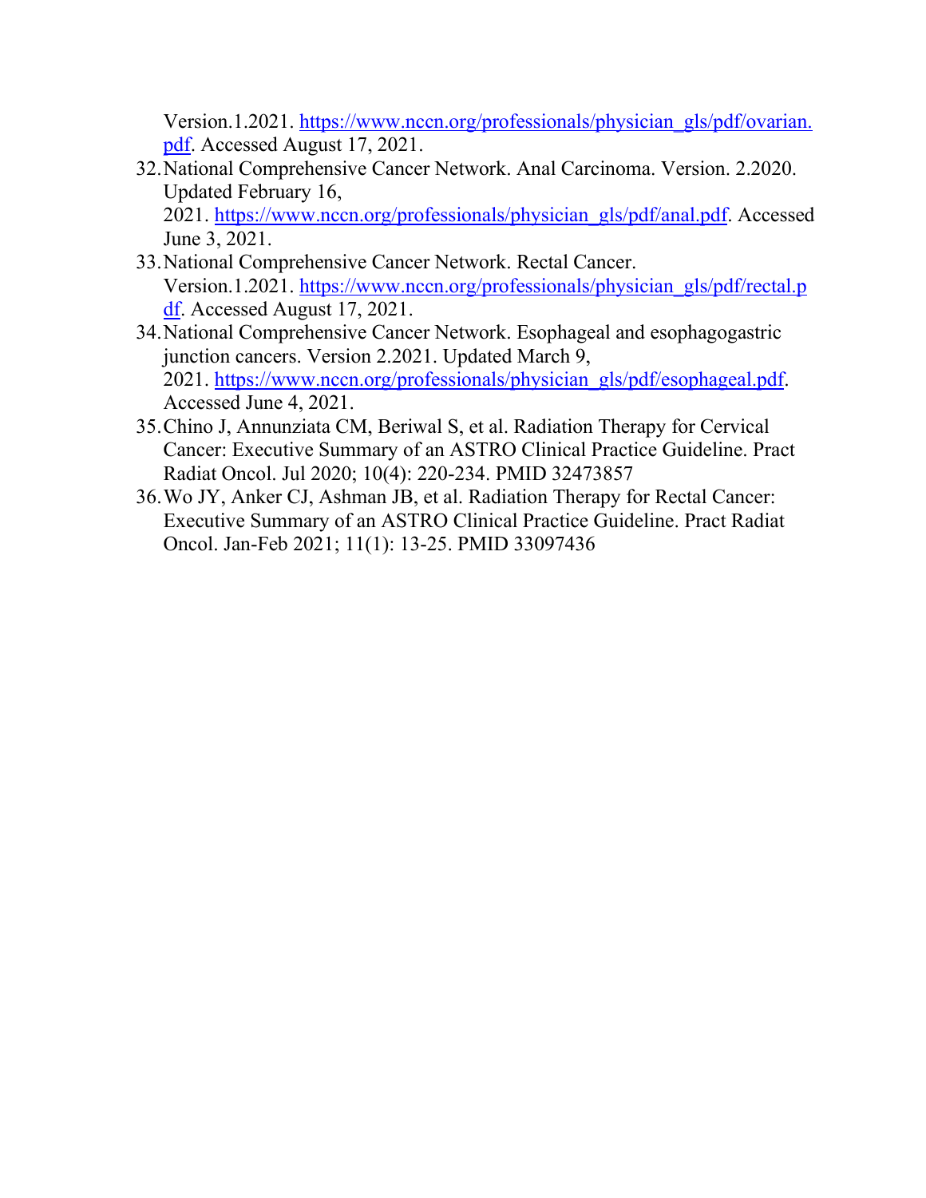Version.1.2021. https://www.nccn.org/professionals/physician_gls/pdf/ovarian.pdf. Accessed August 17, 2021.

32. National Comprehensive Cancer Network. Anal Carcinoma. Version. 2.2020. Updated February 16, 2021. https://www.nccn.org/professionals/physician_gls/pdf/anal.pdf. Accessed June 3, 2021.
33. National Comprehensive Cancer Network. Rectal Cancer. Version.1.2021. https://www.nccn.org/professionals/physician_gls/pdf/rectal.pdf. Accessed August 17, 2021.
34. National Comprehensive Cancer Network. Esophageal and esophagogastric junction cancers. Version 2.2021. Updated March 9, 2021. https://www.nccn.org/professionals/physician_gls/pdf/esophageal.pdf. Accessed June 4, 2021.
35. Chino J, Annunziata CM, Beriwal S, et al. Radiation Therapy for Cervical Cancer: Executive Summary of an ASTRO Clinical Practice Guideline. Pract Radiat Oncol. Jul 2020; 10(4): 220-234. PMID 32473857
36. Wo JY, Anker CJ, Ashman JB, et al. Radiation Therapy for Rectal Cancer: Executive Summary of an ASTRO Clinical Practice Guideline. Pract Radiat Oncol. Jan-Feb 2021; 11(1): 13-25. PMID 33097436